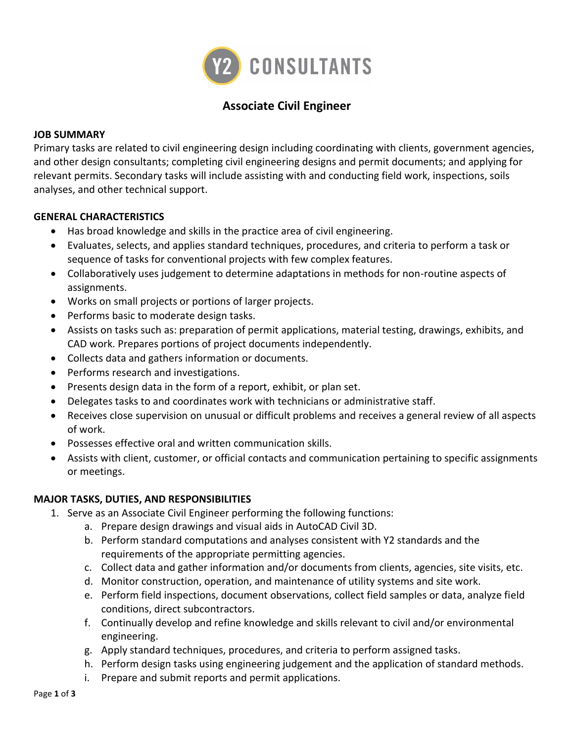Y2 CONSULTANTS

# Associate Civil Engineer

## JOB SUMMARY

Primary tasks are related to civil engineering design including coordinating with clients, government agencies, and other design consultants; completing civil engineering designs and permit documents; and applying for relevant permits. Secondary tasks will include assisting with and conducting field work, inspections, soils analyses, and other technical support.

## GENERAL CHARACTERISTICS

- Has broad knowledge and skills in the practice area of civil engineering.
- Evaluates, selects, and applies standard techniques, procedures, and criteria to perform a task or sequence of tasks for conventional projects with few complex features.
- Collaboratively uses judgement to determine adaptations in methods for non-routine aspects of assignments.
- Works on small projects or portions of larger projects.
- Performs basic to moderate design tasks.
- Assists on tasks such as: preparation of permit applications, material testing, drawings, exhibits, and CAD work. Prepares portions of project documents independently.
- Collects data and gathers information or documents.
- Performs research and investigations.
- Presents design data in the form of a report, exhibit, or plan set.
- Delegates tasks to and coordinates work with technicians or administrative staff.
- Receives close supervision on unusual or difficult problems and receives a general review of all aspects of work.
- Possesses effective oral and written communication skills.
- Assists with client, customer, or official contacts and communication pertaining to specific assignments or meetings.

## MAJOR TASKS, DUTIES, AND RESPONSIBILITIES

1. Serve as an Associate Civil Engineer performing the following functions:
   a. Prepare design drawings and visual aids in AutoCAD Civil 3D.
   b. Perform standard computations and analyses consistent with Y2 standards and the requirements of the appropriate permitting agencies.
   c. Collect data and gather information and/or documents from clients, agencies, site visits, etc.
   d. Monitor construction, operation, and maintenance of utility systems and site work.
   e. Perform field inspections, document observations, collect field samples or data, analyze field conditions, direct subcontractors.
   f. Continually develop and refine knowledge and skills relevant to civil and/or environmental engineering.
   g. Apply standard techniques, procedures, and criteria to perform assigned tasks.
   h. Perform design tasks using engineering judgement and the application of standard methods.
   i. Prepare and submit reports and permit applications.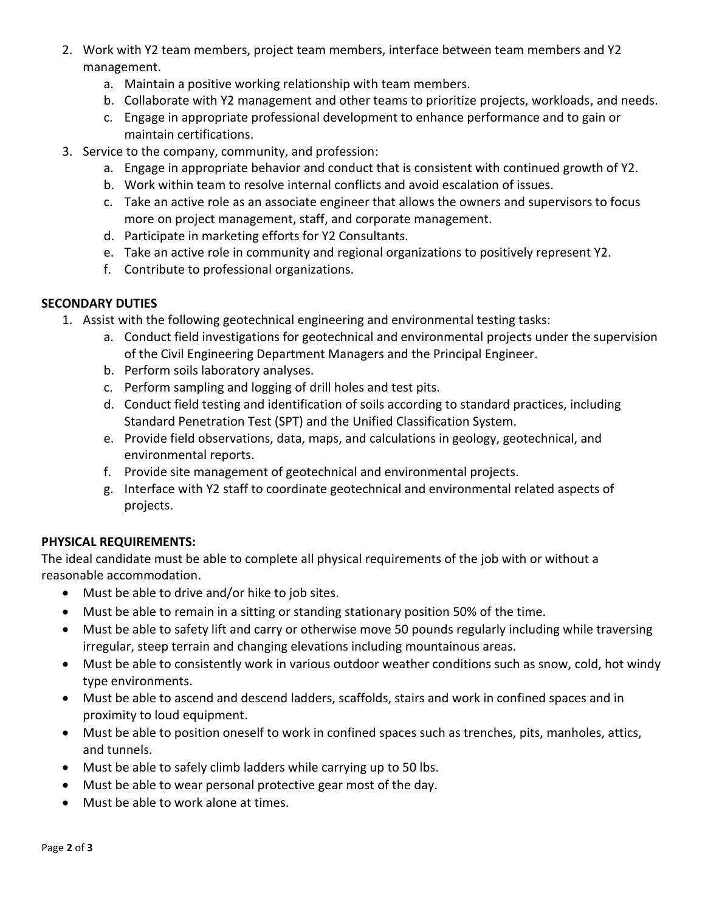2. Work with Y2 team members, project team members, interface between team members and Y2 management.
    a. Maintain a positive working relationship with team members.
    b. Collaborate with Y2 management and other teams to prioritize projects, workloads, and needs.
    c. Engage in appropriate professional development to enhance performance and to gain or maintain certifications.
3. Service to the company, community, and profession:
    a. Engage in appropriate behavior and conduct that is consistent with continued growth of Y2.
    b. Work within team to resolve internal conflicts and avoid escalation of issues.
    c. Take an active role as an associate engineer that allows the owners and supervisors to focus more on project management, staff, and corporate management.
    d. Participate in marketing efforts for Y2 Consultants.
    e. Take an active role in community and regional organizations to positively represent Y2.
    f. Contribute to professional organizations.

**SECONDARY DUTIES**

1. Assist with the following geotechnical engineering and environmental testing tasks:
    a. Conduct field investigations for geotechnical and environmental projects under the supervision of the Civil Engineering Department Managers and the Principal Engineer.
    b. Perform soils laboratory analyses.
    c. Perform sampling and logging of drill holes and test pits.
    d. Conduct field testing and identification of soils according to standard practices, including Standard Penetration Test (SPT) and the Unified Classification System.
    e. Provide field observations, data, maps, and calculations in geology, geotechnical, and environmental reports.
    f. Provide site management of geotechnical and environmental projects.
    g. Interface with Y2 staff to coordinate geotechnical and environmental related aspects of projects.

**PHYSICAL REQUIREMENTS:**

The ideal candidate must be able to complete all physical requirements of the job with or without a reasonable accommodation.

- Must be able to drive and/or hike to job sites.
- Must be able to remain in a sitting or standing stationary position 50% of the time.
- Must be able to safety lift and carry or otherwise move 50 pounds regularly including while traversing irregular, steep terrain and changing elevations including mountainous areas.
- Must be able to consistently work in various outdoor weather conditions such as snow, cold, hot windy type environments.
- Must be able to ascend and descend ladders, scaffolds, stairs and work in confined spaces and in proximity to loud equipment.
- Must be able to position oneself to work in confined spaces such as trenches, pits, manholes, attics, and tunnels.
- Must be able to safely climb ladders while carrying up to 50 lbs.
- Must be able to wear personal protective gear most of the day.
- Must be able to work alone at times.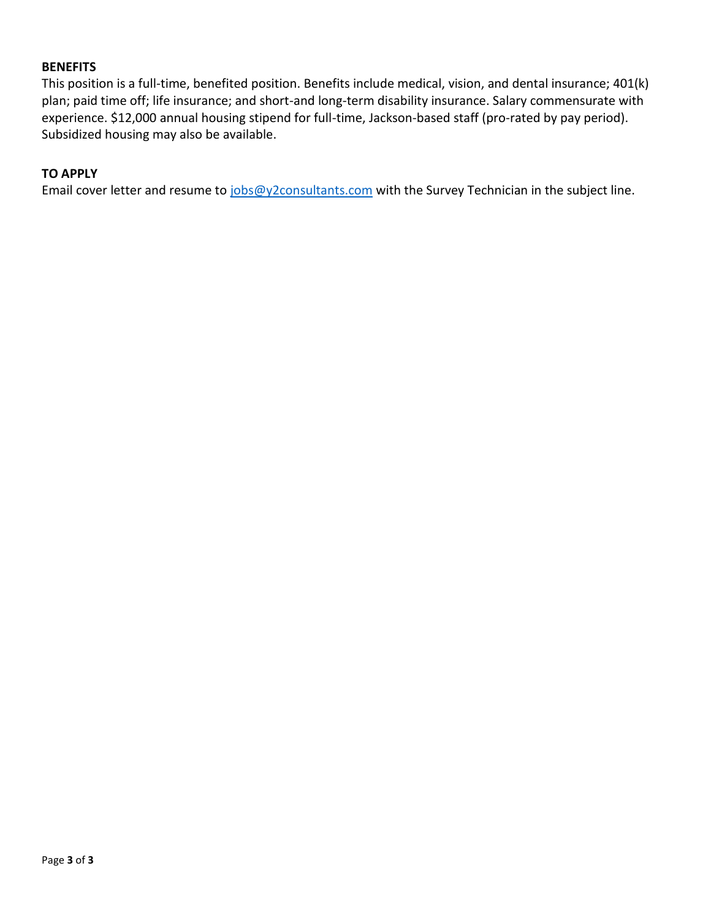**BENEFITS**

This position is a full-time, benefited position. Benefits include medical, vision, and dental insurance; 401(k) plan; paid time off; life insurance; and short-and long-term disability insurance. Salary commensurate with experience. $12,000 annual housing stipend for full-time, Jackson-based staff (pro-rated by pay period). Subsidized housing may also be available.

**TO APPLY**

Email cover letter and resume to [jobs@y2consultants.com](mailto:jobs@y2consultants.com) with the Survey Technician in the subject line.